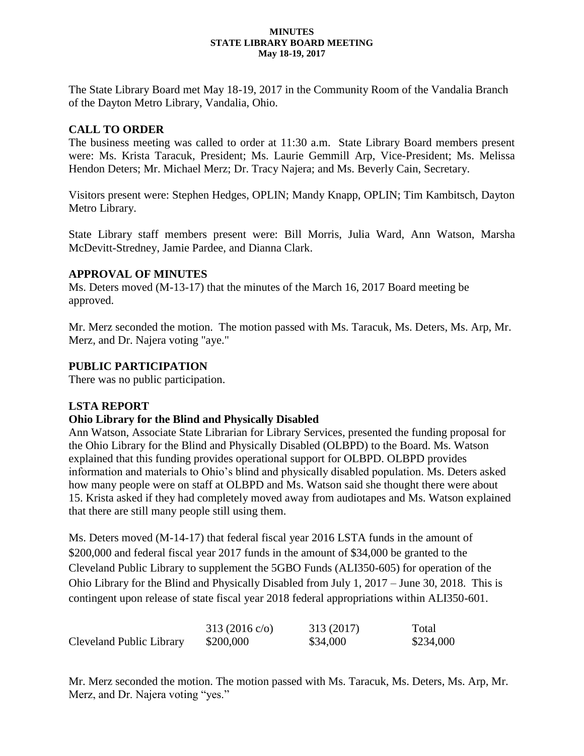**MINUTES**
**STATE LIBRARY BOARD MEETING**
**May 18-19, 2017**

The State Library Board met May 18-19, 2017 in the Community Room of the Vandalia Branch of the Dayton Metro Library, Vandalia, Ohio.

## CALL TO ORDER

The business meeting was called to order at 11:30 a.m. State Library Board members present were: Ms. Krista Taracuk, President; Ms. Laurie Gemmill Arp, Vice-President; Ms. Melissa Hendon Deters; Mr. Michael Merz; Dr. Tracy Najera; and Ms. Beverly Cain, Secretary.

Visitors present were: Stephen Hedges, OPLIN; Mandy Knapp, OPLIN; Tim Kambitsch, Dayton Metro Library.

State Library staff members present were: Bill Morris, Julia Ward, Ann Watson, Marsha McDevitt-Stredney, Jamie Pardee, and Dianna Clark.

## APPROVAL OF MINUTES

Ms. Deters moved (M-13-17) that the minutes of the March 16, 2017 Board meeting be approved.

Mr. Merz seconded the motion. The motion passed with Ms. Taracuk, Ms. Deters, Ms. Arp, Mr. Merz, and Dr. Najera voting "aye."

## PUBLIC PARTICIPATION

There was no public participation.

## LSTA REPORT

### Ohio Library for the Blind and Physically Disabled

Ann Watson, Associate State Librarian for Library Services, presented the funding proposal for the Ohio Library for the Blind and Physically Disabled (OLBPD) to the Board. Ms. Watson explained that this funding provides operational support for OLBPD. OLBPD provides information and materials to Ohio's blind and physically disabled population. Ms. Deters asked how many people were on staff at OLBPD and Ms. Watson said she thought there were about 15. Krista asked if they had completely moved away from audiotapes and Ms. Watson explained that there are still many people still using them.

Ms. Deters moved (M-14-17) that federal fiscal year 2016 LSTA funds in the amount of $200,000 and federal fiscal year 2017 funds in the amount of $34,000 be granted to the Cleveland Public Library to supplement the 5GBO Funds (ALI350-605) for operation of the Ohio Library for the Blind and Physically Disabled from July 1, 2017 – June 30, 2018. This is contingent upon release of state fiscal year 2018 federal appropriations within ALI350-601.

| | 313 (2016 c/o) | 313 (2017) | Total |
|---|---|---|---|
| Cleveland Public Library | $200,000 | $34,000 | $234,000 |

Mr. Merz seconded the motion. The motion passed with Ms. Taracuk, Ms. Deters, Ms. Arp, Mr. Merz, and Dr. Najera voting "yes."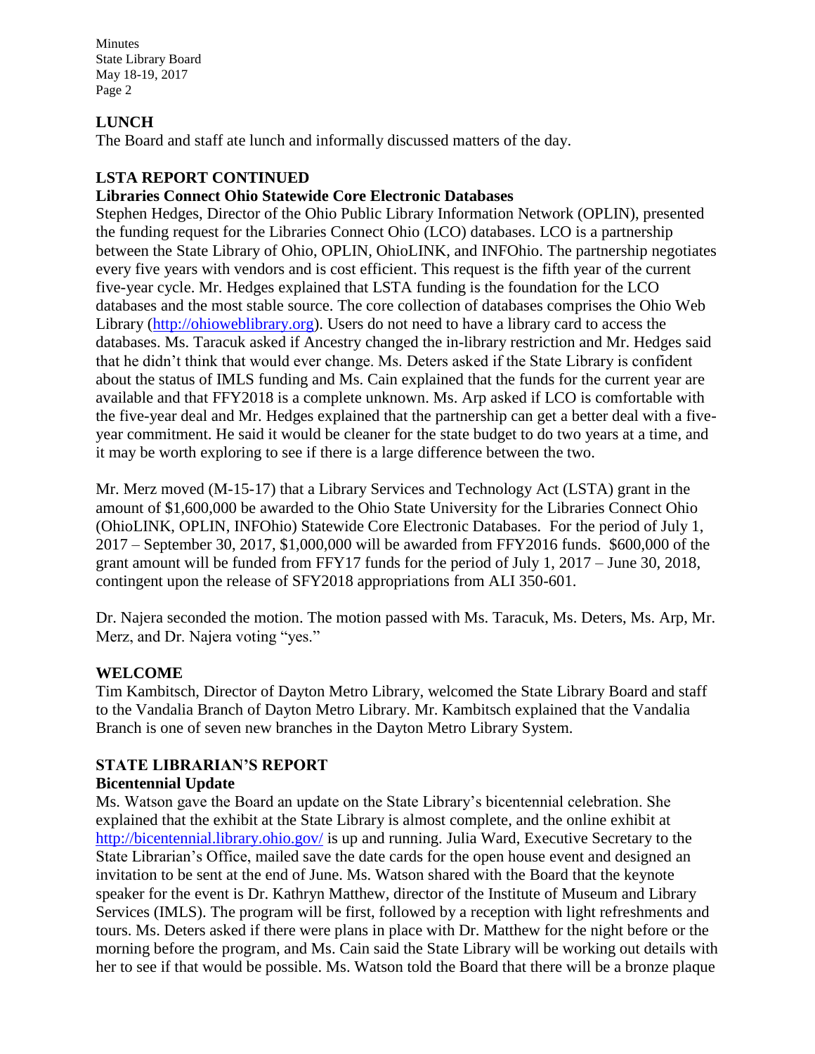## LUNCH

The Board and staff ate lunch and informally discussed matters of the day.

## LSTA REPORT CONTINUED

### Libraries Connect Ohio Statewide Core Electronic Databases

Stephen Hedges, Director of the Ohio Public Library Information Network (OPLIN), presented the funding request for the Libraries Connect Ohio (LCO) databases. LCO is a partnership between the State Library of Ohio, OPLIN, OhioLINK, and INFOhio. The partnership negotiates every five years with vendors and is cost efficient. This request is the fifth year of the current five-year cycle. Mr. Hedges explained that LSTA funding is the foundation for the LCO databases and the most stable source. The core collection of databases comprises the Ohio Web Library (http://ohioweblibrary.org). Users do not need to have a library card to access the databases. Ms. Taracuk asked if Ancestry changed the in-library restriction and Mr. Hedges said that he didn't think that would ever change. Ms. Deters asked if the State Library is confident about the status of IMLS funding and Ms. Cain explained that the funds for the current year are available and that FFY2018 is a complete unknown. Ms. Arp asked if LCO is comfortable with the five-year deal and Mr. Hedges explained that the partnership can get a better deal with a five-year commitment. He said it would be cleaner for the state budget to do two years at a time, and it may be worth exploring to see if there is a large difference between the two.

Mr. Merz moved (M-15-17) that a Library Services and Technology Act (LSTA) grant in the amount of $1,600,000 be awarded to the Ohio State University for the Libraries Connect Ohio (OhioLINK, OPLIN, INFOhio) Statewide Core Electronic Databases. For the period of July 1, 2017 – September 30, 2017, $1,000,000 will be awarded from FFY2016 funds. $600,000 of the grant amount will be funded from FFY17 funds for the period of July 1, 2017 – June 30, 2018, contingent upon the release of SFY2018 appropriations from ALI 350-601.

Dr. Najera seconded the motion. The motion passed with Ms. Taracuk, Ms. Deters, Ms. Arp, Mr. Merz, and Dr. Najera voting "yes."

## WELCOME

Tim Kambitsch, Director of Dayton Metro Library, welcomed the State Library Board and staff to the Vandalia Branch of Dayton Metro Library. Mr. Kambitsch explained that the Vandalia Branch is one of seven new branches in the Dayton Metro Library System.

## STATE LIBRARIAN'S REPORT

### Bicentennial Update

Ms. Watson gave the Board an update on the State Library's bicentennial celebration. She explained that the exhibit at the State Library is almost complete, and the online exhibit at http://bicentennial.library.ohio.gov/ is up and running. Julia Ward, Executive Secretary to the State Librarian's Office, mailed save the date cards for the open house event and designed an invitation to be sent at the end of June. Ms. Watson shared with the Board that the keynote speaker for the event is Dr. Kathryn Matthew, director of the Institute of Museum and Library Services (IMLS). The program will be first, followed by a reception with light refreshments and tours. Ms. Deters asked if there were plans in place with Dr. Matthew for the night before or the morning before the program, and Ms. Cain said the State Library will be working out details with her to see if that would be possible. Ms. Watson told the Board that there will be a bronze plaque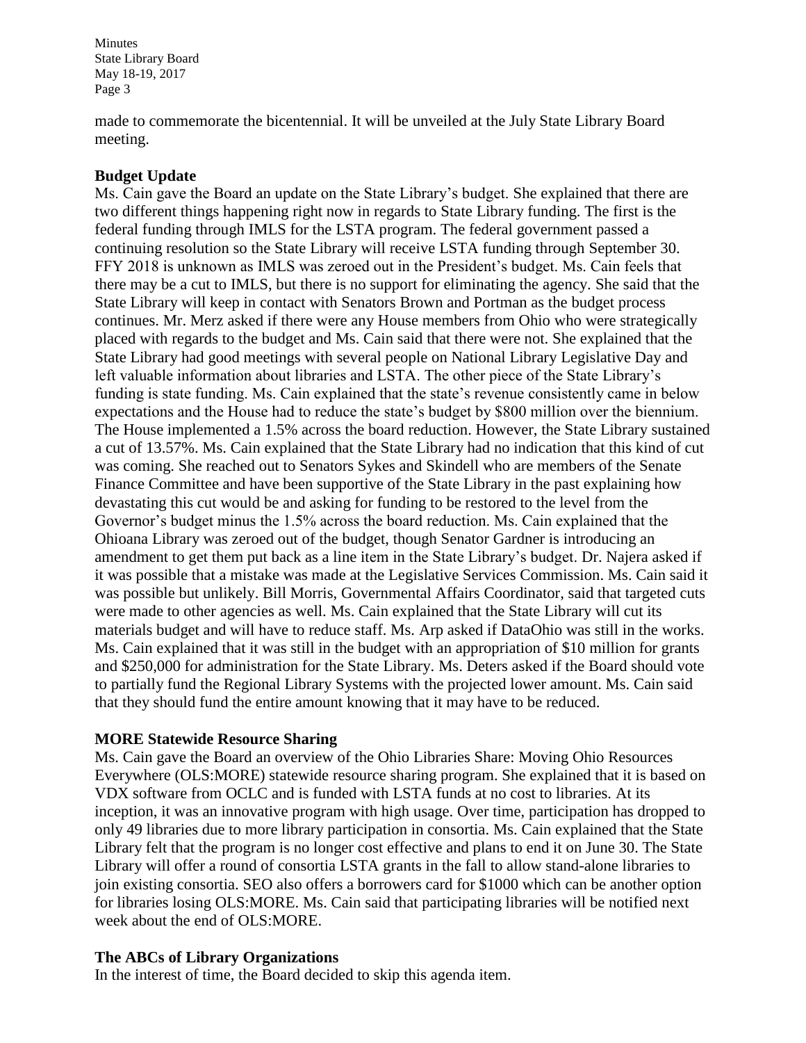made to commemorate the bicentennial. It will be unveiled at the July State Library Board meeting.

**Budget Update**

Ms. Cain gave the Board an update on the State Library's budget. She explained that there are two different things happening right now in regards to State Library funding. The first is the federal funding through IMLS for the LSTA program. The federal government passed a continuing resolution so the State Library will receive LSTA funding through September 30. FFY 2018 is unknown as IMLS was zeroed out in the President's budget. Ms. Cain feels that there may be a cut to IMLS, but there is no support for eliminating the agency. She said that the State Library will keep in contact with Senators Brown and Portman as the budget process continues. Mr. Merz asked if there were any House members from Ohio who were strategically placed with regards to the budget and Ms. Cain said that there were not. She explained that the State Library had good meetings with several people on National Library Legislative Day and left valuable information about libraries and LSTA. The other piece of the State Library's funding is state funding. Ms. Cain explained that the state's revenue consistently came in below expectations and the House had to reduce the state's budget by $800 million over the biennium. The House implemented a 1.5% across the board reduction. However, the State Library sustained a cut of 13.57%. Ms. Cain explained that the State Library had no indication that this kind of cut was coming. She reached out to Senators Sykes and Skindell who are members of the Senate Finance Committee and have been supportive of the State Library in the past explaining how devastating this cut would be and asking for funding to be restored to the level from the Governor's budget minus the 1.5% across the board reduction. Ms. Cain explained that the Ohioana Library was zeroed out of the budget, though Senator Gardner is introducing an amendment to get them put back as a line item in the State Library's budget. Dr. Najera asked if it was possible that a mistake was made at the Legislative Services Commission. Ms. Cain said it was possible but unlikely. Bill Morris, Governmental Affairs Coordinator, said that targeted cuts were made to other agencies as well. Ms. Cain explained that the State Library will cut its materials budget and will have to reduce staff. Ms. Arp asked if DataOhio was still in the works. Ms. Cain explained that it was still in the budget with an appropriation of $10 million for grants and $250,000 for administration for the State Library. Ms. Deters asked if the Board should vote to partially fund the Regional Library Systems with the projected lower amount. Ms. Cain said that they should fund the entire amount knowing that it may have to be reduced.

**MORE Statewide Resource Sharing**

Ms. Cain gave the Board an overview of the Ohio Libraries Share: Moving Ohio Resources Everywhere (OLS:MORE) statewide resource sharing program. She explained that it is based on VDX software from OCLC and is funded with LSTA funds at no cost to libraries. At its inception, it was an innovative program with high usage. Over time, participation has dropped to only 49 libraries due to more library participation in consortia. Ms. Cain explained that the State Library felt that the program is no longer cost effective and plans to end it on June 30. The State Library will offer a round of consortia LSTA grants in the fall to allow stand-alone libraries to join existing consortia. SEO also offers a borrowers card for $1000 which can be another option for libraries losing OLS:MORE. Ms. Cain said that participating libraries will be notified next week about the end of OLS:MORE.

**The ABCs of Library Organizations**

In the interest of time, the Board decided to skip this agenda item.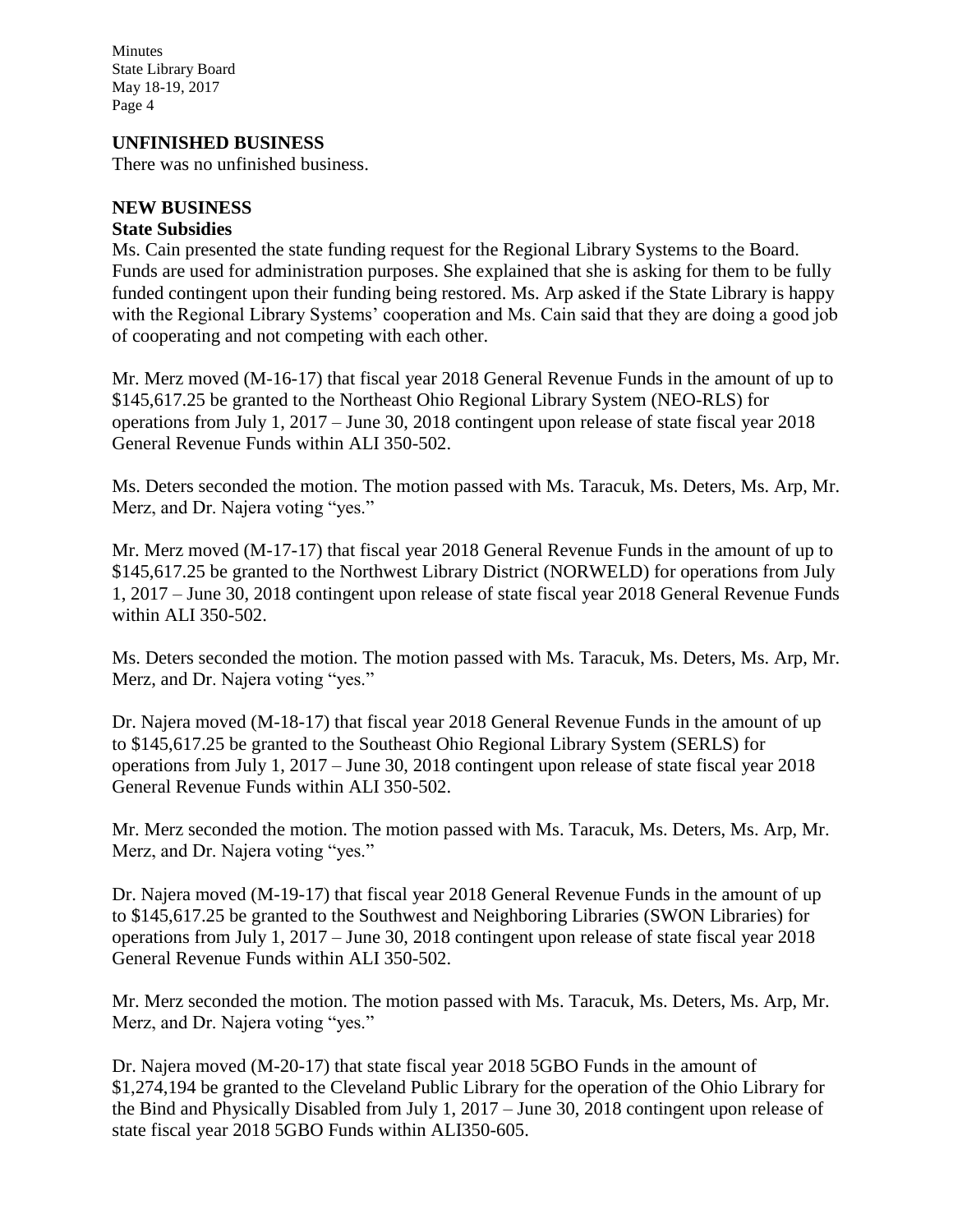## UNFINISHED BUSINESS

There was no unfinished business.

## NEW BUSINESS

### State Subsidies

Ms. Cain presented the state funding request for the Regional Library Systems to the Board. Funds are used for administration purposes. She explained that she is asking for them to be fully funded contingent upon their funding being restored. Ms. Arp asked if the State Library is happy with the Regional Library Systems' cooperation and Ms. Cain said that they are doing a good job of cooperating and not competing with each other.

Mr. Merz moved (M-16-17) that fiscal year 2018 General Revenue Funds in the amount of up to $145,617.25 be granted to the Northeast Ohio Regional Library System (NEO-RLS) for operations from July 1, 2017 – June 30, 2018 contingent upon release of state fiscal year 2018 General Revenue Funds within ALI 350-502.

Ms. Deters seconded the motion. The motion passed with Ms. Taracuk, Ms. Deters, Ms. Arp, Mr. Merz, and Dr. Najera voting "yes."

Mr. Merz moved (M-17-17) that fiscal year 2018 General Revenue Funds in the amount of up to $145,617.25 be granted to the Northwest Library District (NORWELD) for operations from July 1, 2017 – June 30, 2018 contingent upon release of state fiscal year 2018 General Revenue Funds within ALI 350-502.

Ms. Deters seconded the motion. The motion passed with Ms. Taracuk, Ms. Deters, Ms. Arp, Mr. Merz, and Dr. Najera voting "yes."

Dr. Najera moved (M-18-17) that fiscal year 2018 General Revenue Funds in the amount of up to $145,617.25 be granted to the Southeast Ohio Regional Library System (SERLS) for operations from July 1, 2017 – June 30, 2018 contingent upon release of state fiscal year 2018 General Revenue Funds within ALI 350-502.

Mr. Merz seconded the motion. The motion passed with Ms. Taracuk, Ms. Deters, Ms. Arp, Mr. Merz, and Dr. Najera voting "yes."

Dr. Najera moved (M-19-17) that fiscal year 2018 General Revenue Funds in the amount of up to $145,617.25 be granted to the Southwest and Neighboring Libraries (SWON Libraries) for operations from July 1, 2017 – June 30, 2018 contingent upon release of state fiscal year 2018 General Revenue Funds within ALI 350-502.

Mr. Merz seconded the motion. The motion passed with Ms. Taracuk, Ms. Deters, Ms. Arp, Mr. Merz, and Dr. Najera voting "yes."

Dr. Najera moved (M-20-17) that state fiscal year 2018 5GBO Funds in the amount of $1,274,194 be granted to the Cleveland Public Library for the operation of the Ohio Library for the Bind and Physically Disabled from July 1, 2017 – June 30, 2018 contingent upon release of state fiscal year 2018 5GBO Funds within ALI350-605.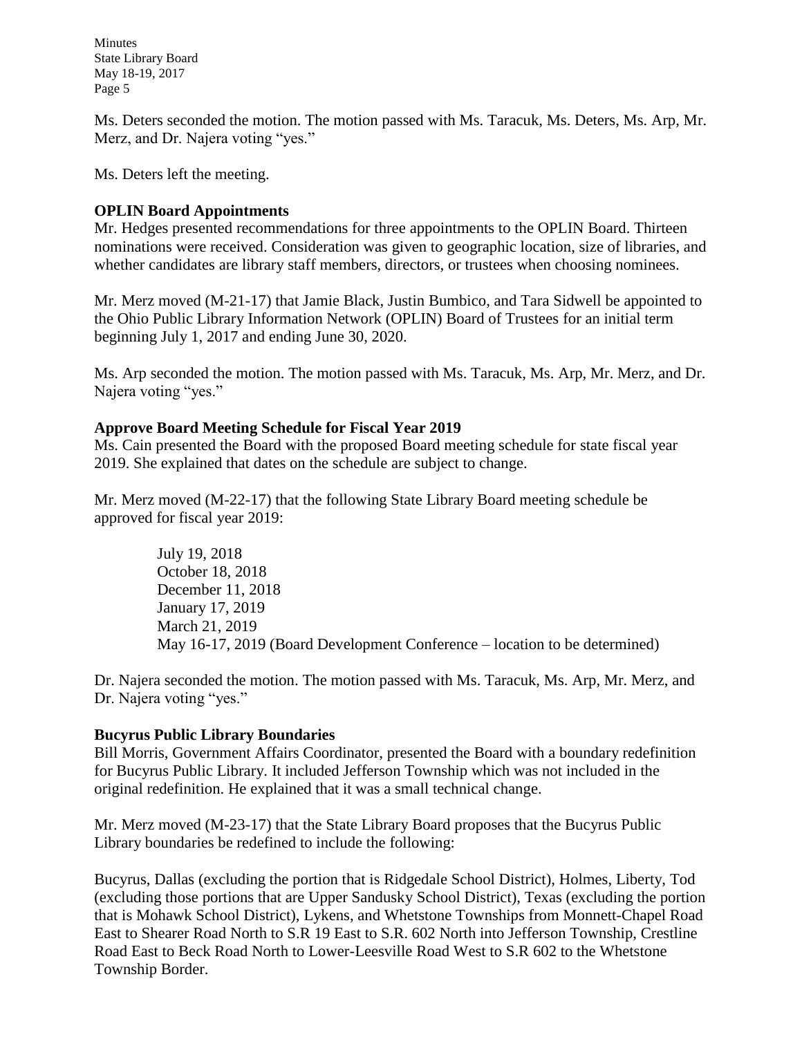Ms. Deters seconded the motion. The motion passed with Ms. Taracuk, Ms. Deters, Ms. Arp, Mr. Merz, and Dr. Najera voting "yes."

Ms. Deters left the meeting.

**OPLIN Board Appointments**

Mr. Hedges presented recommendations for three appointments to the OPLIN Board. Thirteen nominations were received. Consideration was given to geographic location, size of libraries, and whether candidates are library staff members, directors, or trustees when choosing nominees.

Mr. Merz moved (M-21-17) that Jamie Black, Justin Bumbico, and Tara Sidwell be appointed to the Ohio Public Library Information Network (OPLIN) Board of Trustees for an initial term beginning July 1, 2017 and ending June 30, 2020.

Ms. Arp seconded the motion. The motion passed with Ms. Taracuk, Ms. Arp, Mr. Merz, and Dr. Najera voting "yes."

**Approve Board Meeting Schedule for Fiscal Year 2019**

Ms. Cain presented the Board with the proposed Board meeting schedule for state fiscal year 2019. She explained that dates on the schedule are subject to change.

Mr. Merz moved (M-22-17) that the following State Library Board meeting schedule be approved for fiscal year 2019:

> July 19, 2018
> October 18, 2018
> December 11, 2018
> January 17, 2019
> March 21, 2019
> May 16-17, 2019 (Board Development Conference – location to be determined)

Dr. Najera seconded the motion. The motion passed with Ms. Taracuk, Ms. Arp, Mr. Merz, and Dr. Najera voting "yes."

**Bucyrus Public Library Boundaries**

Bill Morris, Government Affairs Coordinator, presented the Board with a boundary redefinition for Bucyrus Public Library. It included Jefferson Township which was not included in the original redefinition. He explained that it was a small technical change.

Mr. Merz moved (M-23-17) that the State Library Board proposes that the Bucyrus Public Library boundaries be redefined to include the following:

Bucyrus, Dallas (excluding the portion that is Ridgedale School District), Holmes, Liberty, Tod (excluding those portions that are Upper Sandusky School District), Texas (excluding the portion that is Mohawk School District), Lykens, and Whetstone Townships from Monnett-Chapel Road East to Shearer Road North to S.R 19 East to S.R. 602 North into Jefferson Township, Crestline Road East to Beck Road North to Lower-Leesville Road West to S.R 602 to the Whetstone Township Border.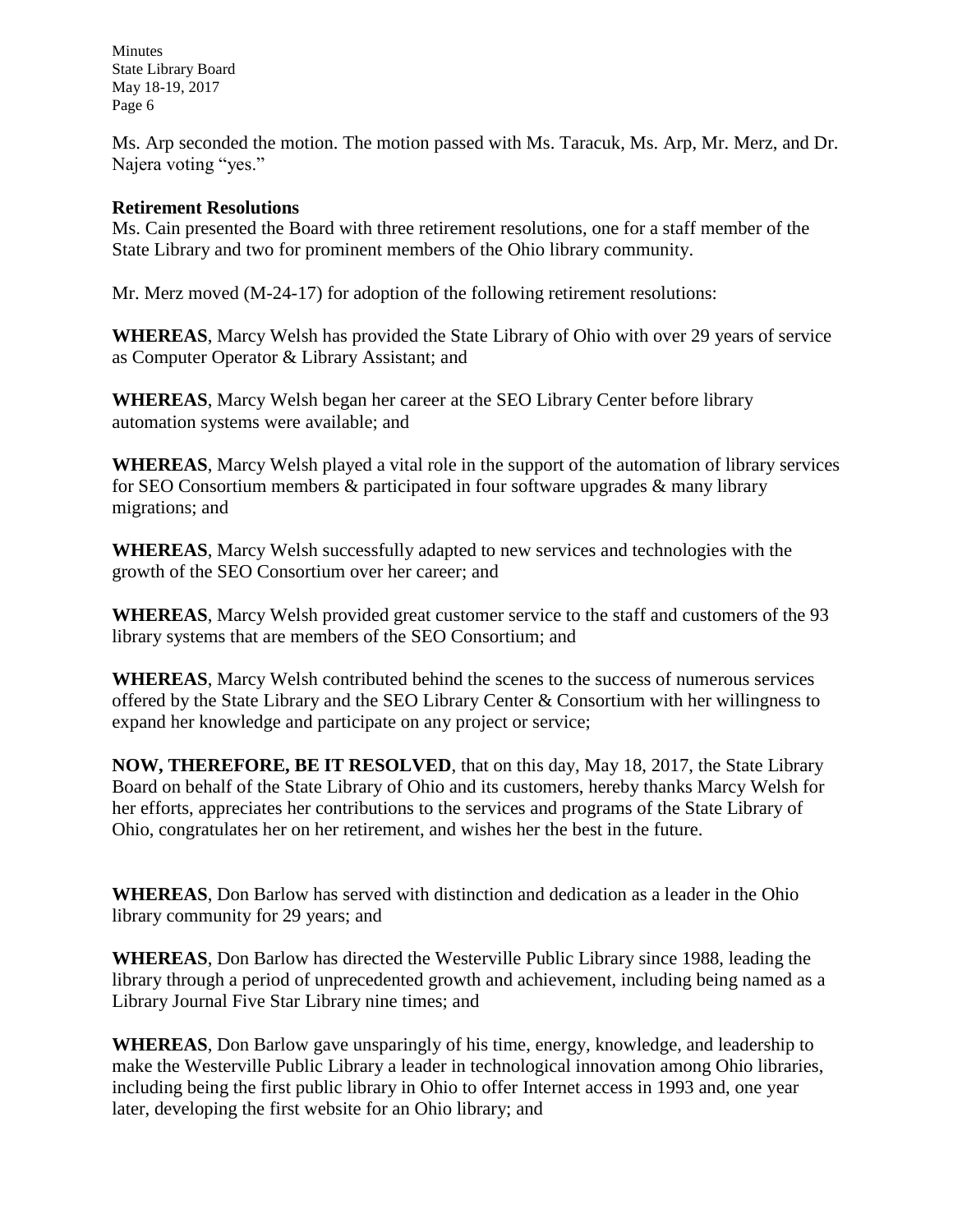Ms. Arp seconded the motion. The motion passed with Ms. Taracuk, Ms. Arp, Mr. Merz, and Dr. Najera voting "yes."

**Retirement Resolutions**

Ms. Cain presented the Board with three retirement resolutions, one for a staff member of the State Library and two for prominent members of the Ohio library community.

Mr. Merz moved (M-24-17) for adoption of the following retirement resolutions:

**WHEREAS**, Marcy Welsh has provided the State Library of Ohio with over 29 years of service as Computer Operator & Library Assistant; and

**WHEREAS**, Marcy Welsh began her career at the SEO Library Center before library automation systems were available; and

**WHEREAS**, Marcy Welsh played a vital role in the support of the automation of library services for SEO Consortium members & participated in four software upgrades & many library migrations; and

**WHEREAS**, Marcy Welsh successfully adapted to new services and technologies with the growth of the SEO Consortium over her career; and

**WHEREAS**, Marcy Welsh provided great customer service to the staff and customers of the 93 library systems that are members of the SEO Consortium; and

**WHEREAS**, Marcy Welsh contributed behind the scenes to the success of numerous services offered by the State Library and the SEO Library Center & Consortium with her willingness to expand her knowledge and participate on any project or service;

**NOW, THEREFORE, BE IT RESOLVED**, that on this day, May 18, 2017, the State Library Board on behalf of the State Library of Ohio and its customers, hereby thanks Marcy Welsh for her efforts, appreciates her contributions to the services and programs of the State Library of Ohio, congratulates her on her retirement, and wishes her the best in the future.

**WHEREAS**, Don Barlow has served with distinction and dedication as a leader in the Ohio library community for 29 years; and

**WHEREAS**, Don Barlow has directed the Westerville Public Library since 1988, leading the library through a period of unprecedented growth and achievement, including being named as a Library Journal Five Star Library nine times; and

**WHEREAS**, Don Barlow gave unsparingly of his time, energy, knowledge, and leadership to make the Westerville Public Library a leader in technological innovation among Ohio libraries, including being the first public library in Ohio to offer Internet access in 1993 and, one year later, developing the first website for an Ohio library; and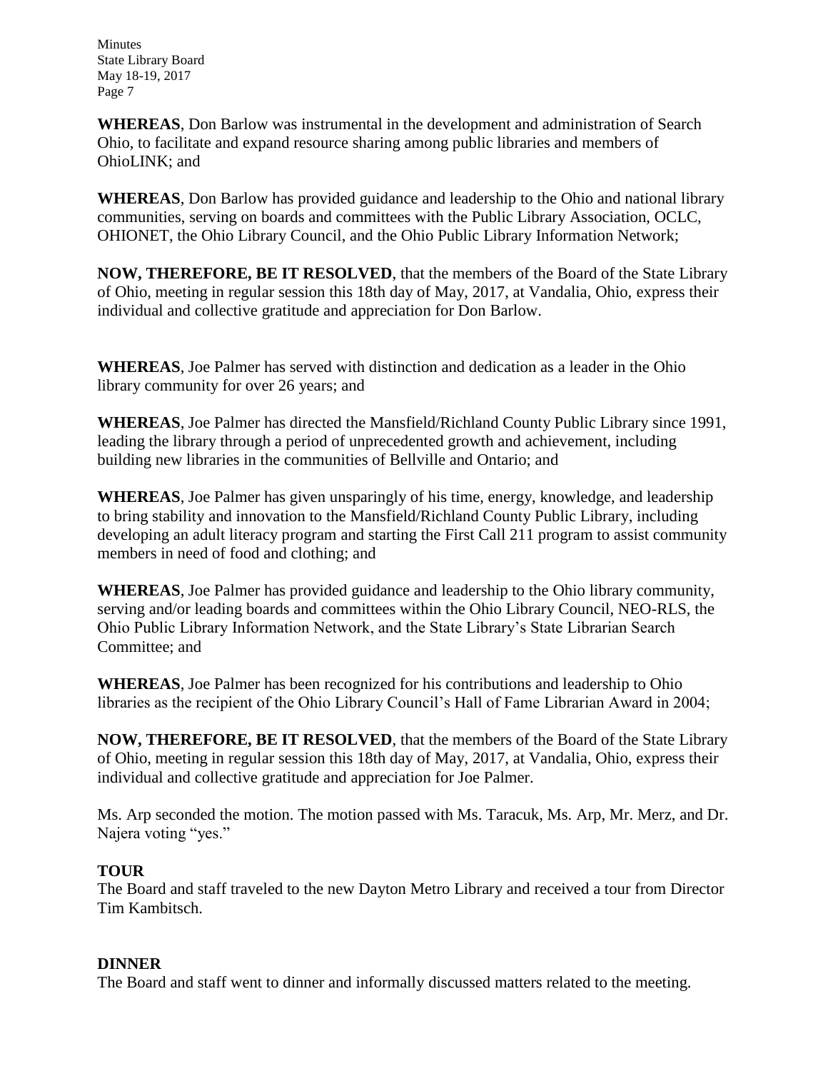**WHEREAS**, Don Barlow was instrumental in the development and administration of Search Ohio, to facilitate and expand resource sharing among public libraries and members of OhioLINK; and

**WHEREAS**, Don Barlow has provided guidance and leadership to the Ohio and national library communities, serving on boards and committees with the Public Library Association, OCLC, OHIONET, the Ohio Library Council, and the Ohio Public Library Information Network;

**NOW, THEREFORE, BE IT RESOLVED**, that the members of the Board of the State Library of Ohio, meeting in regular session this 18th day of May, 2017, at Vandalia, Ohio, express their individual and collective gratitude and appreciation for Don Barlow.

**WHEREAS**, Joe Palmer has served with distinction and dedication as a leader in the Ohio library community for over 26 years; and

**WHEREAS**, Joe Palmer has directed the Mansfield/Richland County Public Library since 1991, leading the library through a period of unprecedented growth and achievement, including building new libraries in the communities of Bellville and Ontario; and

**WHEREAS**, Joe Palmer has given unsparingly of his time, energy, knowledge, and leadership to bring stability and innovation to the Mansfield/Richland County Public Library, including developing an adult literacy program and starting the First Call 211 program to assist community members in need of food and clothing; and

**WHEREAS**, Joe Palmer has provided guidance and leadership to the Ohio library community, serving and/or leading boards and committees within the Ohio Library Council, NEO-RLS, the Ohio Public Library Information Network, and the State Library's State Librarian Search Committee; and

**WHEREAS**, Joe Palmer has been recognized for his contributions and leadership to Ohio libraries as the recipient of the Ohio Library Council's Hall of Fame Librarian Award in 2004;

**NOW, THEREFORE, BE IT RESOLVED**, that the members of the Board of the State Library of Ohio, meeting in regular session this 18th day of May, 2017, at Vandalia, Ohio, express their individual and collective gratitude and appreciation for Joe Palmer.

Ms. Arp seconded the motion. The motion passed with Ms. Taracuk, Ms. Arp, Mr. Merz, and Dr. Najera voting "yes."

## TOUR

The Board and staff traveled to the new Dayton Metro Library and received a tour from Director Tim Kambitsch.

## DINNER

The Board and staff went to dinner and informally discussed matters related to the meeting.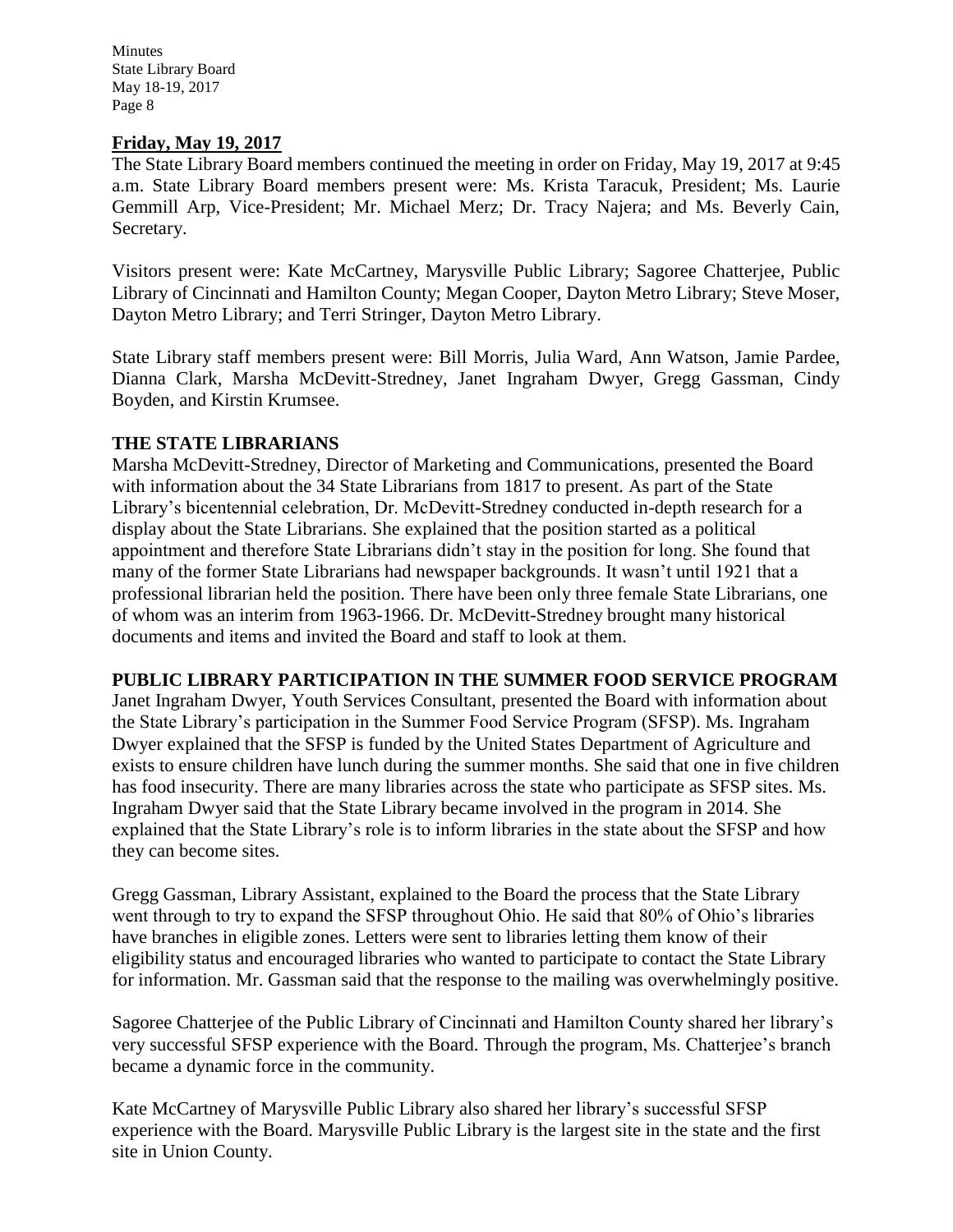**Friday, May 19, 2017**

The State Library Board members continued the meeting in order on Friday, May 19, 2017 at 9:45 a.m. State Library Board members present were: Ms. Krista Taracuk, President; Ms. Laurie Gemmill Arp, Vice-President; Mr. Michael Merz; Dr. Tracy Najera; and Ms. Beverly Cain, Secretary.

Visitors present were: Kate McCartney, Marysville Public Library; Sagoree Chatterjee, Public Library of Cincinnati and Hamilton County; Megan Cooper, Dayton Metro Library; Steve Moser, Dayton Metro Library; and Terri Stringer, Dayton Metro Library.

State Library staff members present were: Bill Morris, Julia Ward, Ann Watson, Jamie Pardee, Dianna Clark, Marsha McDevitt-Stredney, Janet Ingraham Dwyer, Gregg Gassman, Cindy Boyden, and Kirstin Krumsee.

**THE STATE LIBRARIANS**

Marsha McDevitt-Stredney, Director of Marketing and Communications, presented the Board with information about the 34 State Librarians from 1817 to present. As part of the State Library's bicentennial celebration, Dr. McDevitt-Stredney conducted in-depth research for a display about the State Librarians. She explained that the position started as a political appointment and therefore State Librarians didn't stay in the position for long. She found that many of the former State Librarians had newspaper backgrounds. It wasn't until 1921 that a professional librarian held the position. There have been only three female State Librarians, one of whom was an interim from 1963-1966. Dr. McDevitt-Stredney brought many historical documents and items and invited the Board and staff to look at them.

**PUBLIC LIBRARY PARTICIPATION IN THE SUMMER FOOD SERVICE PROGRAM**

Janet Ingraham Dwyer, Youth Services Consultant, presented the Board with information about the State Library's participation in the Summer Food Service Program (SFSP). Ms. Ingraham Dwyer explained that the SFSP is funded by the United States Department of Agriculture and exists to ensure children have lunch during the summer months. She said that one in five children has food insecurity. There are many libraries across the state who participate as SFSP sites. Ms. Ingraham Dwyer said that the State Library became involved in the program in 2014. She explained that the State Library's role is to inform libraries in the state about the SFSP and how they can become sites.

Gregg Gassman, Library Assistant, explained to the Board the process that the State Library went through to try to expand the SFSP throughout Ohio. He said that 80% of Ohio's libraries have branches in eligible zones. Letters were sent to libraries letting them know of their eligibility status and encouraged libraries who wanted to participate to contact the State Library for information. Mr. Gassman said that the response to the mailing was overwhelmingly positive.

Sagoree Chatterjee of the Public Library of Cincinnati and Hamilton County shared her library's very successful SFSP experience with the Board. Through the program, Ms. Chatterjee's branch became a dynamic force in the community.

Kate McCartney of Marysville Public Library also shared her library's successful SFSP experience with the Board. Marysville Public Library is the largest site in the state and the first site in Union County.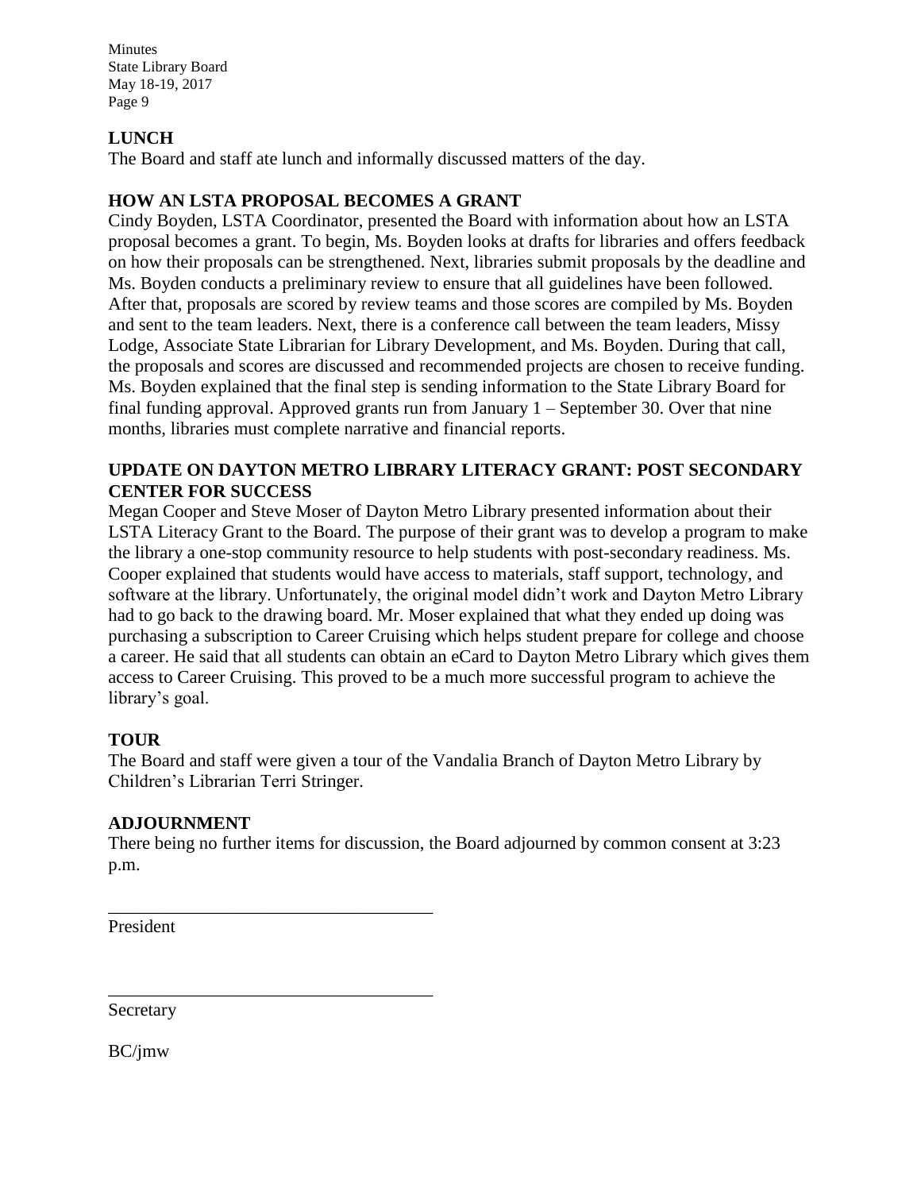## LUNCH

The Board and staff ate lunch and informally discussed matters of the day.

## HOW AN LSTA PROPOSAL BECOMES A GRANT

Cindy Boyden, LSTA Coordinator, presented the Board with information about how an LSTA proposal becomes a grant. To begin, Ms. Boyden looks at drafts for libraries and offers feedback on how their proposals can be strengthened. Next, libraries submit proposals by the deadline and Ms. Boyden conducts a preliminary review to ensure that all guidelines have been followed. After that, proposals are scored by review teams and those scores are compiled by Ms. Boyden and sent to the team leaders. Next, there is a conference call between the team leaders, Missy Lodge, Associate State Librarian for Library Development, and Ms. Boyden. During that call, the proposals and scores are discussed and recommended projects are chosen to receive funding. Ms. Boyden explained that the final step is sending information to the State Library Board for final funding approval. Approved grants run from January 1 – September 30. Over that nine months, libraries must complete narrative and financial reports.

## UPDATE ON DAYTON METRO LIBRARY LITERACY GRANT: POST SECONDARY CENTER FOR SUCCESS

Megan Cooper and Steve Moser of Dayton Metro Library presented information about their LSTA Literacy Grant to the Board. The purpose of their grant was to develop a program to make the library a one-stop community resource to help students with post-secondary readiness. Ms. Cooper explained that students would have access to materials, staff support, technology, and software at the library. Unfortunately, the original model didn't work and Dayton Metro Library had to go back to the drawing board. Mr. Moser explained that what they ended up doing was purchasing a subscription to Career Cruising which helps student prepare for college and choose a career. He said that all students can obtain an eCard to Dayton Metro Library which gives them access to Career Cruising. This proved to be a much more successful program to achieve the library's goal.

## TOUR

The Board and staff were given a tour of the Vandalia Branch of Dayton Metro Library by Children's Librarian Terri Stringer.

## ADJOURNMENT

There being no further items for discussion, the Board adjourned by common consent at 3:23 p.m.

\_\_\_\_\_\_\_\_\_\_\_\_\_\_\_\_\_\_\_\_\_\_\_\_\_\_\_\_\_\_\_\_\_\_\_\_

President

\_\_\_\_\_\_\_\_\_\_\_\_\_\_\_\_\_\_\_\_\_\_\_\_\_\_\_\_\_\_\_\_\_\_\_\_

Secretary

BC/jmw